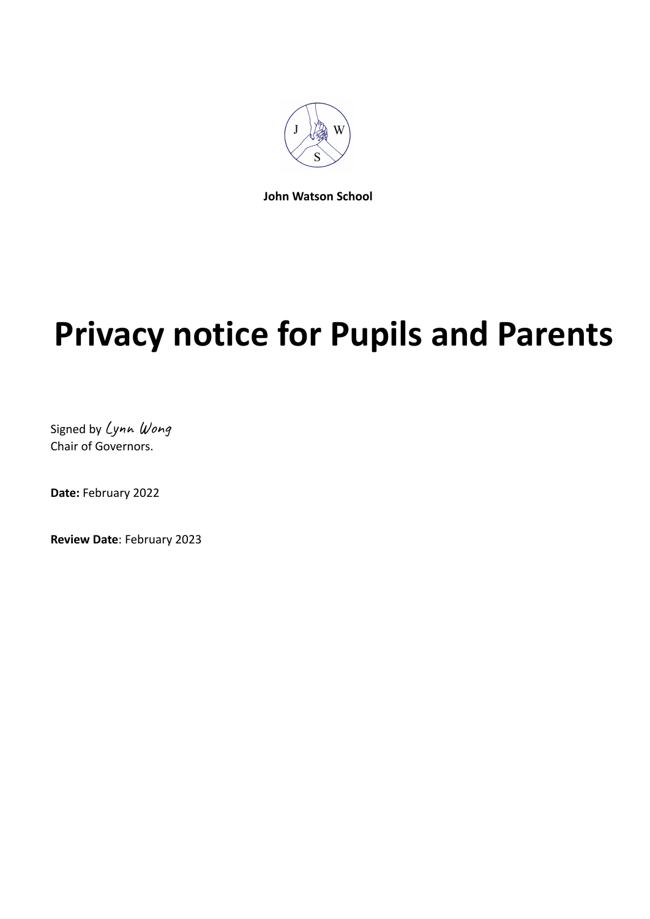J W S

**John Watson School**

# Privacy notice for Pupils and Parents

Signed by Lynn Wong
Chair of Governors.

**Date:** February 2022

**Review Date**: February 2023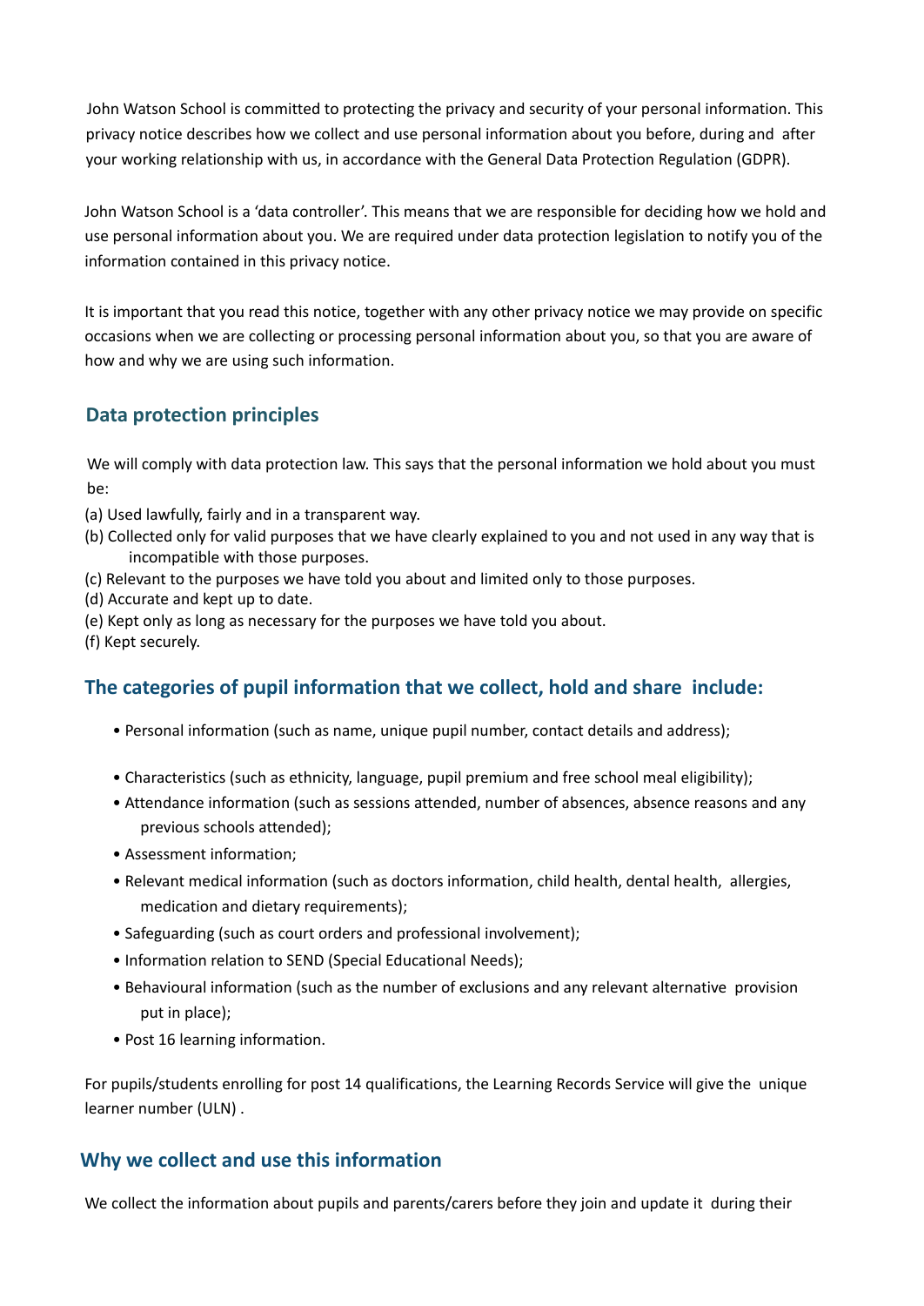John Watson School is committed to protecting the privacy and security of your personal information. This privacy notice describes how we collect and use personal information about you before, during and after your working relationship with us, in accordance with the General Data Protection Regulation (GDPR).

John Watson School is a 'data controller'. This means that we are responsible for deciding how we hold and use personal information about you. We are required under data protection legislation to notify you of the information contained in this privacy notice.

It is important that you read this notice, together with any other privacy notice we may provide on specific occasions when we are collecting or processing personal information about you, so that you are aware of how and why we are using such information.

## Data protection principles

We will comply with data protection law. This says that the personal information we hold about you must be:

(a) Used lawfully, fairly and in a transparent way.
(b) Collected only for valid purposes that we have clearly explained to you and not used in any way that is incompatible with those purposes.
(c) Relevant to the purposes we have told you about and limited only to those purposes.
(d) Accurate and kept up to date.
(e) Kept only as long as necessary for the purposes we have told you about.
(f) Kept securely.

## The categories of pupil information that we collect, hold and share include:

- Personal information (such as name, unique pupil number, contact details and address);
- Characteristics (such as ethnicity, language, pupil premium and free school meal eligibility);
- Attendance information (such as sessions attended, number of absences, absence reasons and any previous schools attended);
- Assessment information;
- Relevant medical information (such as doctors information, child health, dental health, allergies, medication and dietary requirements);
- Safeguarding (such as court orders and professional involvement);
- Information relation to SEND (Special Educational Needs);
- Behavioural information (such as the number of exclusions and any relevant alternative provision put in place);
- Post 16 learning information.

For pupils/students enrolling for post 14 qualifications, the Learning Records Service will give the unique learner number (ULN) .

## Why we collect and use this information

We collect the information about pupils and parents/carers before they join and update it during their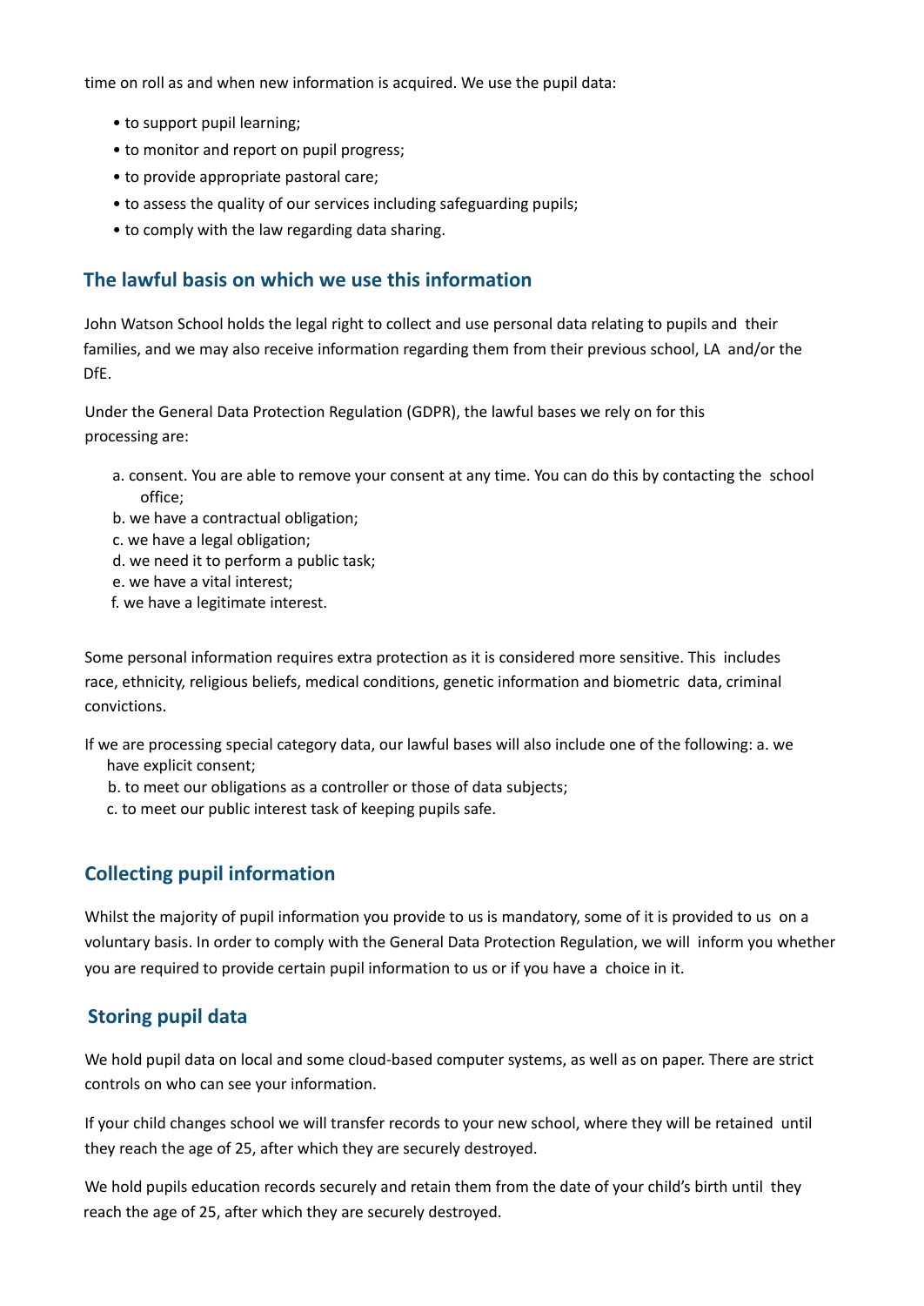time on roll as and when new information is acquired. We use the pupil data:

- to support pupil learning;
- to monitor and report on pupil progress;
- to provide appropriate pastoral care;
- to assess the quality of our services including safeguarding pupils;
- to comply with the law regarding data sharing.

## The lawful basis on which we use this information

John Watson School holds the legal right to collect and use personal data relating to pupils and their families, and we may also receive information regarding them from their previous school, LA and/or the DfE.

Under the General Data Protection Regulation (GDPR), the lawful bases we rely on for this processing are:

a. consent. You are able to remove your consent at any time. You can do this by contacting the school office;
b. we have a contractual obligation;
c. we have a legal obligation;
d. we need it to perform a public task;
e. we have a vital interest;
f. we have a legitimate interest.

Some personal information requires extra protection as it is considered more sensitive. This includes race, ethnicity, religious beliefs, medical conditions, genetic information and biometric data, criminal convictions.

If we are processing special category data, our lawful bases will also include one of the following:
a. we have explicit consent;
b. to meet our obligations as a controller or those of data subjects;
c. to meet our public interest task of keeping pupils safe.

## Collecting pupil information

Whilst the majority of pupil information you provide to us is mandatory, some of it is provided to us on a voluntary basis. In order to comply with the General Data Protection Regulation, we will inform you whether you are required to provide certain pupil information to us or if you have a choice in it.

## Storing pupil data

We hold pupil data on local and some cloud-based computer systems, as well as on paper. There are strict controls on who can see your information.

If your child changes school we will transfer records to your new school, where they will be retained until they reach the age of 25, after which they are securely destroyed.

We hold pupils education records securely and retain them from the date of your child's birth until they reach the age of 25, after which they are securely destroyed.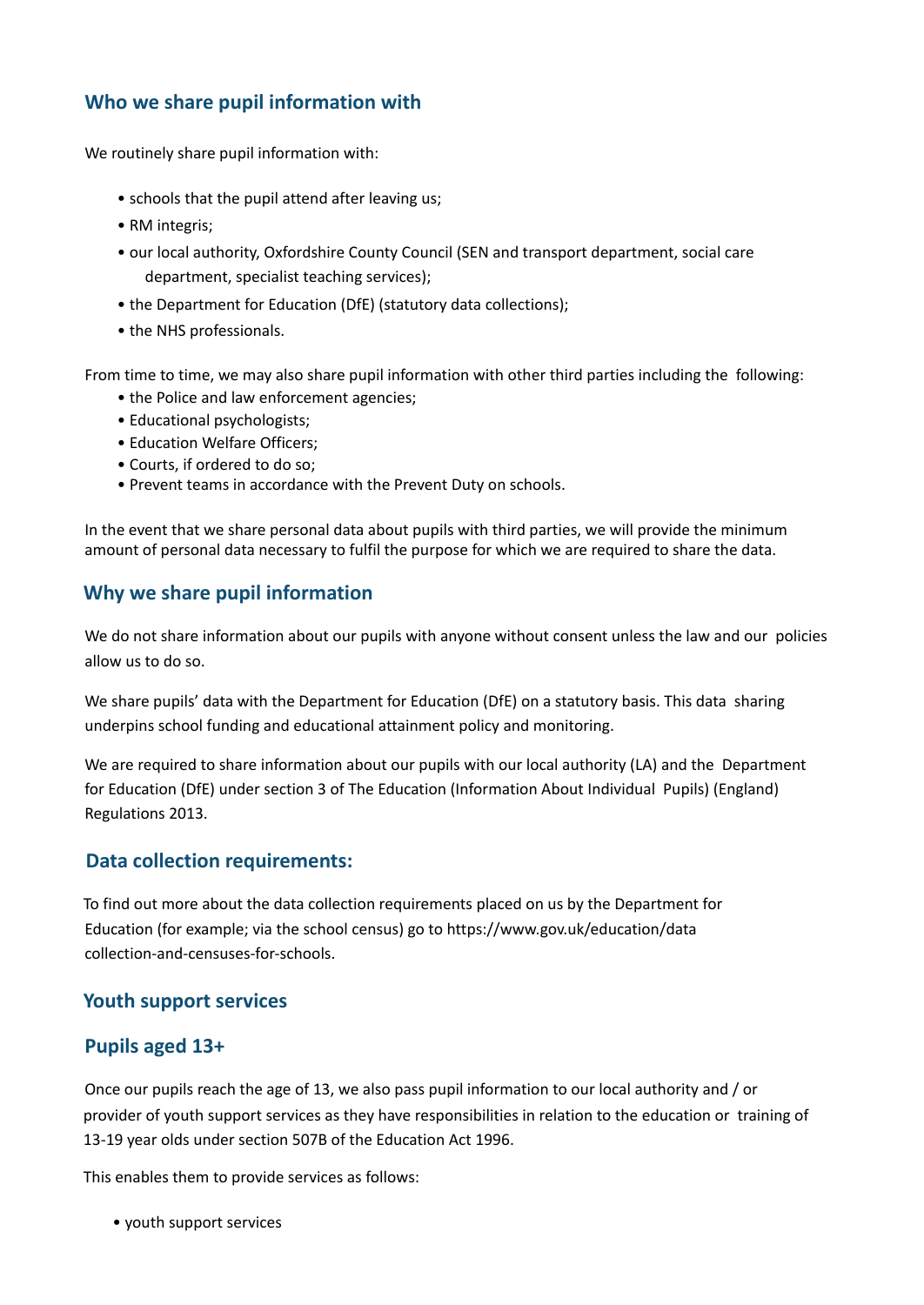## Who we share pupil information with

We routinely share pupil information with:

- schools that the pupil attend after leaving us;
- RM integris;
- our local authority, Oxfordshire County Council (SEN and transport department, social care department, specialist teaching services);
- the Department for Education (DfE) (statutory data collections);
- the NHS professionals.

From time to time, we may also share pupil information with other third parties including the following:

- the Police and law enforcement agencies;
- Educational psychologists;
- Education Welfare Officers;
- Courts, if ordered to do so;
- Prevent teams in accordance with the Prevent Duty on schools.

In the event that we share personal data about pupils with third parties, we will provide the minimum amount of personal data necessary to fulfil the purpose for which we are required to share the data.

## Why we share pupil information

We do not share information about our pupils with anyone without consent unless the law and our policies allow us to do so.

We share pupils' data with the Department for Education (DfE) on a statutory basis. This data sharing underpins school funding and educational attainment policy and monitoring.

We are required to share information about our pupils with our local authority (LA) and the Department for Education (DfE) under section 3 of The Education (Information About Individual Pupils) (England) Regulations 2013.

## Data collection requirements:

To find out more about the data collection requirements placed on us by the Department for Education (for example; via the school census) go to https://www.gov.uk/education/data collection-and-censuses-for-schools.

## Youth support services

## Pupils aged 13+

Once our pupils reach the age of 13, we also pass pupil information to our local authority and / or provider of youth support services as they have responsibilities in relation to the education or training of 13-19 year olds under section 507B of the Education Act 1996.

This enables them to provide services as follows:

- youth support services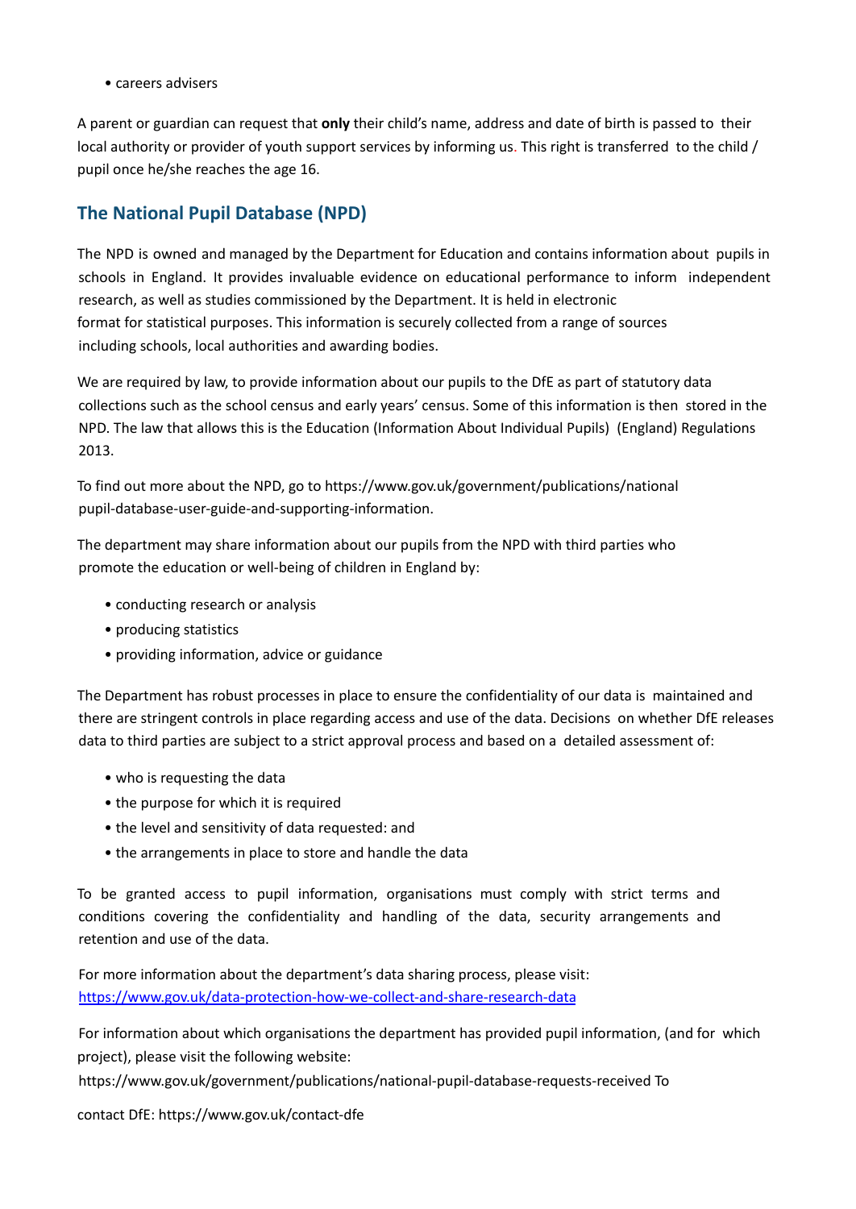- careers advisers

A parent or guardian can request that **only** their child's name, address and date of birth is passed to their local authority or provider of youth support services by informing us. This right is transferred to the child / pupil once he/she reaches the age 16.

## The National Pupil Database (NPD)

The NPD is owned and managed by the Department for Education and contains information about pupils in schools in England. It provides invaluable evidence on educational performance to inform independent research, as well as studies commissioned by the Department. It is held in electronic format for statistical purposes. This information is securely collected from a range of sources including schools, local authorities and awarding bodies.

We are required by law, to provide information about our pupils to the DfE as part of statutory data collections such as the school census and early years' census. Some of this information is then stored in the NPD. The law that allows this is the Education (Information About Individual Pupils) (England) Regulations 2013.

To find out more about the NPD, go to https://www.gov.uk/government/publications/national pupil-database-user-guide-and-supporting-information.

The department may share information about our pupils from the NPD with third parties who promote the education or well-being of children in England by:

- conducting research or analysis
- producing statistics
- providing information, advice or guidance

The Department has robust processes in place to ensure the confidentiality of our data is maintained and there are stringent controls in place regarding access and use of the data. Decisions on whether DfE releases data to third parties are subject to a strict approval process and based on a detailed assessment of:

- who is requesting the data
- the purpose for which it is required
- the level and sensitivity of data requested: and
- the arrangements in place to store and handle the data

To be granted access to pupil information, organisations must comply with strict terms and conditions covering the confidentiality and handling of the data, security arrangements and retention and use of the data.

For more information about the department's data sharing process, please visit: https://www.gov.uk/data-protection-how-we-collect-and-share-research-data

For information about which organisations the department has provided pupil information, (and for which project), please visit the following website: https://www.gov.uk/government/publications/national-pupil-database-requests-received To

contact DfE: https://www.gov.uk/contact-dfe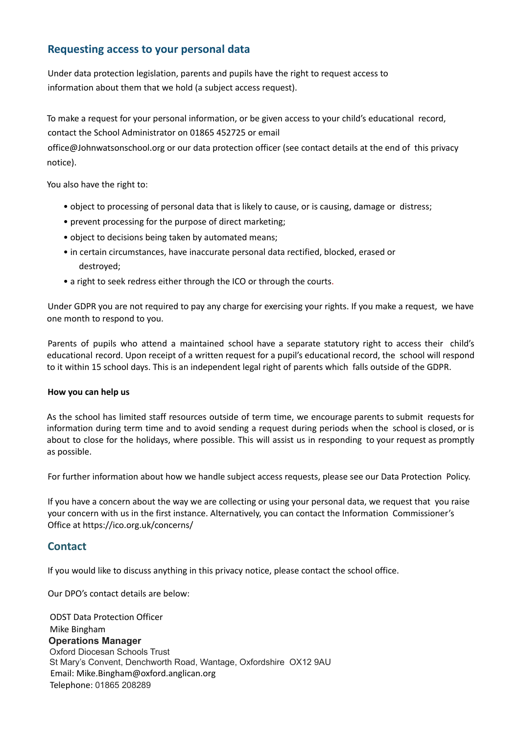## Requesting access to your personal data

Under data protection legislation, parents and pupils have the right to request access to information about them that we hold (a subject access request).

To make a request for your personal information, or be given access to your child's educational record, contact the School Administrator on 01865 452725 or email office@Johnwatsonschool.org or our data protection officer (see contact details at the end of this privacy notice).

You also have the right to:

- object to processing of personal data that is likely to cause, or is causing, damage or distress;
- prevent processing for the purpose of direct marketing;
- object to decisions being taken by automated means;
- in certain circumstances, have inaccurate personal data rectified, blocked, erased or destroyed;
- a right to seek redress either through the ICO or through the courts.

Under GDPR you are not required to pay any charge for exercising your rights. If you make a request, we have one month to respond to you.

Parents of pupils who attend a maintained school have a separate statutory right to access their child's educational record. Upon receipt of a written request for a pupil's educational record, the school will respond to it within 15 school days. This is an independent legal right of parents which falls outside of the GDPR.

**How you can help us**

As the school has limited staff resources outside of term time, we encourage parents to submit requests for information during term time and to avoid sending a request during periods when the school is closed, or is about to close for the holidays, where possible. This will assist us in responding to your request as promptly as possible.

For further information about how we handle subject access requests, please see our Data Protection Policy.

If you have a concern about the way we are collecting or using your personal data, we request that you raise your concern with us in the first instance. Alternatively, you can contact the Information Commissioner's Office at https://ico.org.uk/concerns/

## Contact

If you would like to discuss anything in this privacy notice, please contact the school office.

Our DPO's contact details are below:

ODST Data Protection Officer
Mike Bingham
**Operations Manager**
Oxford Diocesan Schools Trust
St Mary's Convent, Denchworth Road, Wantage, Oxfordshire OX12 9AU
Email: Mike.Bingham@oxford.anglican.org
Telephone: 01865 208289